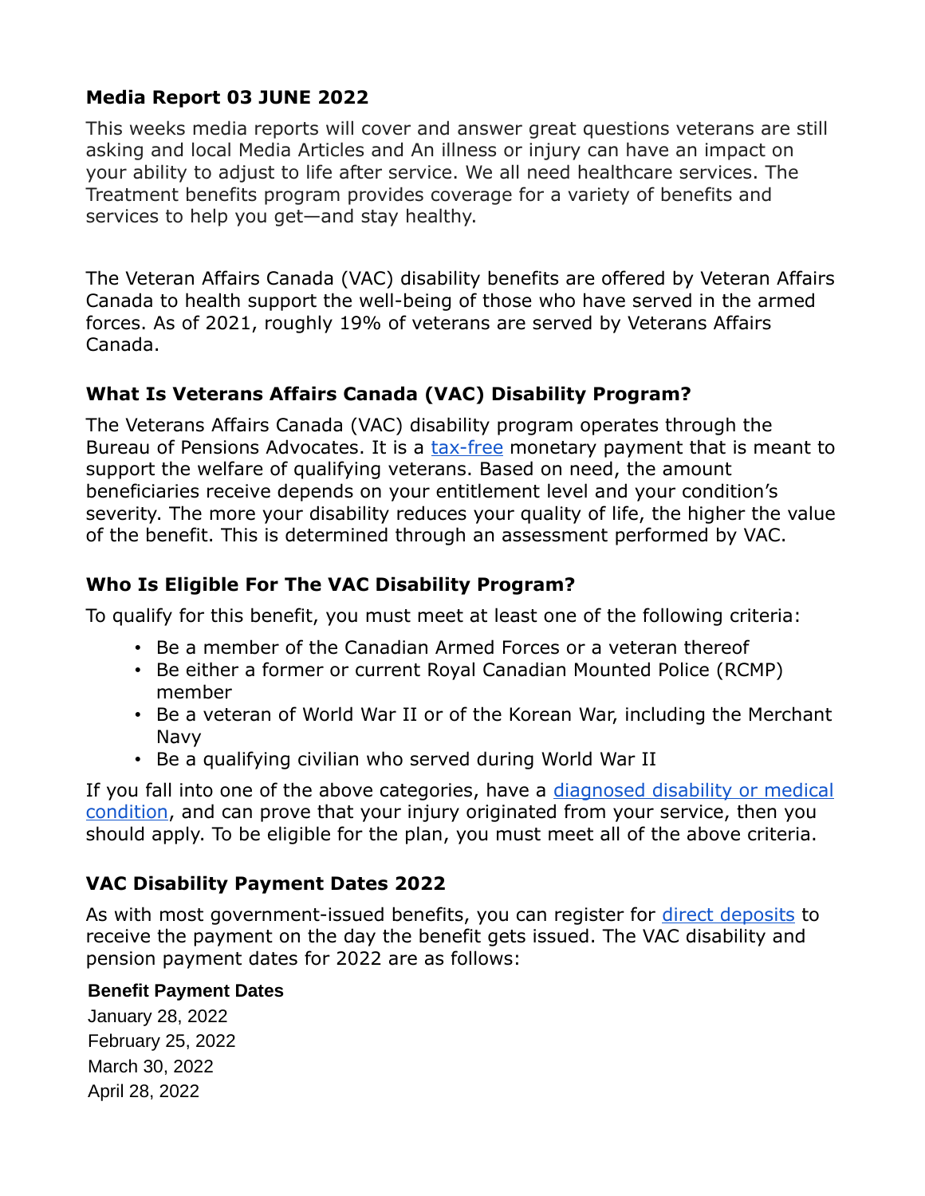**Media Report 03 JUNE 2022**

This weeks media reports will cover and answer great questions veterans are still asking and local Media Articles and An illness or injury can have an impact on your ability to adjust to life after service. We all need healthcare services. The Treatment benefits program provides coverage for a variety of benefits and services to help you get—and stay healthy.

The Veteran Affairs Canada (VAC) disability benefits are offered by Veteran Affairs Canada to health support the well-being of those who have served in the armed forces. As of 2021, roughly 19% of veterans are served by Veterans Affairs Canada.

### What Is Veterans Affairs Canada (VAC) Disability Program?

The Veterans Affairs Canada (VAC) disability program operates through the Bureau of Pensions Advocates. It is a tax-free monetary payment that is meant to support the welfare of qualifying veterans. Based on need, the amount beneficiaries receive depends on your entitlement level and your condition's severity. The more your disability reduces your quality of life, the higher the value of the benefit. This is determined through an assessment performed by VAC.

### Who Is Eligible For The VAC Disability Program?

To qualify for this benefit, you must meet at least one of the following criteria:

- Be a member of the Canadian Armed Forces or a veteran thereof
- Be either a former or current Royal Canadian Mounted Police (RCMP) member
- Be a veteran of World War II or of the Korean War, including the Merchant Navy
- Be a qualifying civilian who served during World War II

If you fall into one of the above categories, have a diagnosed disability or medical condition, and can prove that your injury originated from your service, then you should apply. To be eligible for the plan, you must meet all of the above criteria.

### VAC Disability Payment Dates 2022

As with most government-issued benefits, you can register for direct deposits to receive the payment on the day the benefit gets issued. The VAC disability and pension payment dates for 2022 are as follows:

| Benefit Payment Dates |
| --- |
| January 28, 2022 |
| February 25, 2022 |
| March 30, 2022 |
| April 28, 2022 |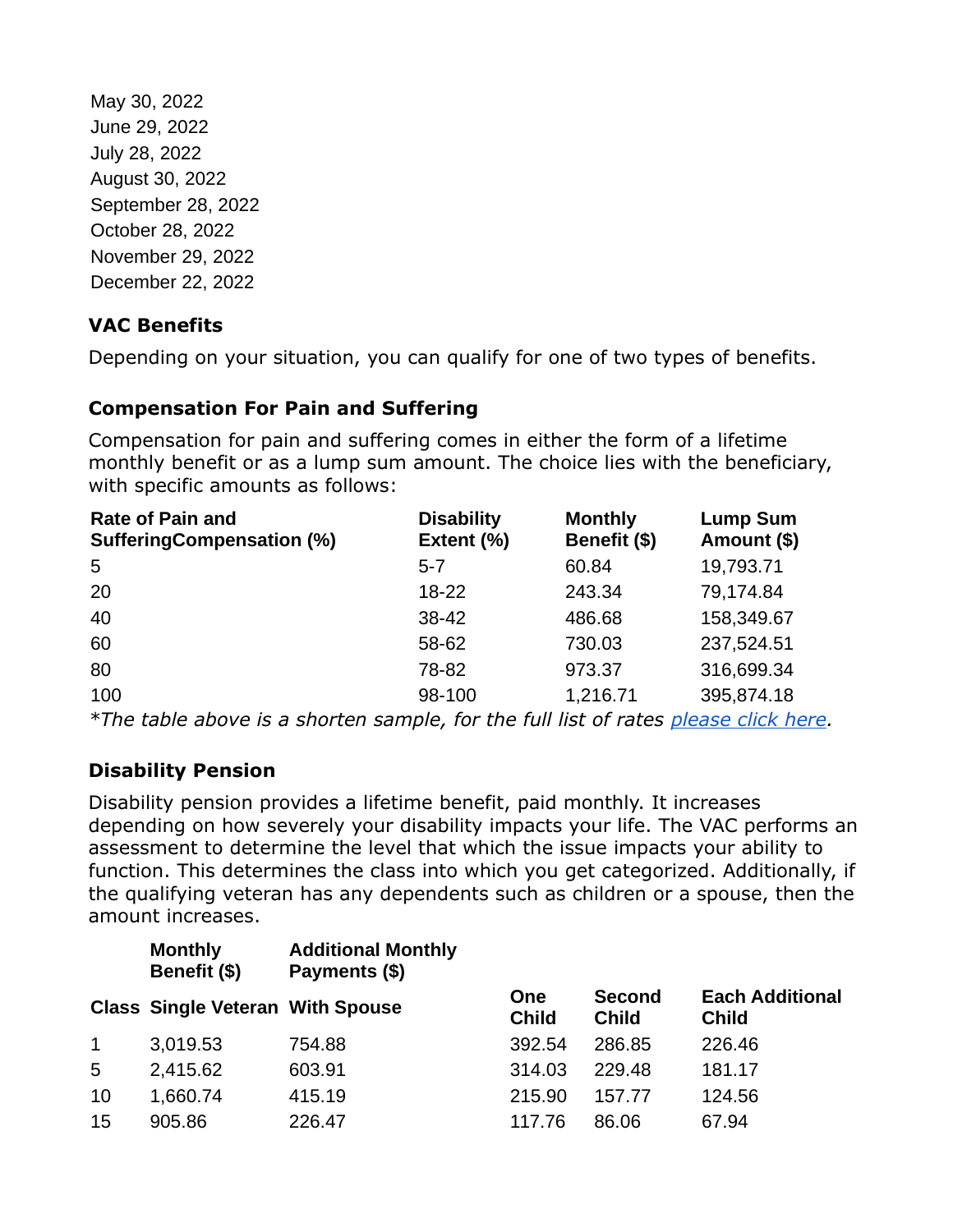May 30, 2022
June 29, 2022
July 28, 2022
August 30, 2022
September 28, 2022
October 28, 2022
November 29, 2022
December 22, 2022

### VAC Benefits

Depending on your situation, you can qualify for one of two types of benefits.

### Compensation For Pain and Suffering

Compensation for pain and suffering comes in either the form of a lifetime monthly benefit or as a lump sum amount. The choice lies with the beneficiary, with specific amounts as follows:

| Rate of Pain and SufferingCompensation (%) | Disability Extent (%) | Monthly Benefit ($) | Lump Sum Amount ($) |
|---|---|---|---|
| 5 | 5-7 | 60.84 | 19,793.71 |
| 20 | 18-22 | 243.34 | 79,174.84 |
| 40 | 38-42 | 486.68 | 158,349.67 |
| 60 | 58-62 | 730.03 | 237,524.51 |
| 80 | 78-82 | 973.37 | 316,699.34 |
| 100 | 98-100 | 1,216.71 | 395,874.18 |

**The table above is a shorten sample, for the full list of rates [please click here](#).*

### Disability Pension

Disability pension provides a lifetime benefit, paid monthly. It increases depending on how severely your disability impacts your life. The VAC performs an assessment to determine the level that which the issue impacts your ability to function. This determines the class into which you get categorized. Additionally, if the qualifying veteran has any dependents such as children or a spouse, then the amount increases.

| | Monthly Benefit ($) | Additional Monthly Payments ($) | | | |
|---|---|---|---|---|---|
| Class | Single Veteran | With Spouse | One Child | Second Child | Each Additional Child |
| 1 | 3,019.53 | 754.88 | 392.54 | 286.85 | 226.46 |
| 5 | 2,415.62 | 603.91 | 314.03 | 229.48 | 181.17 |
| 10 | 1,660.74 | 415.19 | 215.90 | 157.77 | 124.56 |
| 15 | 905.86 | 226.47 | 117.76 | 86.06 | 67.94 |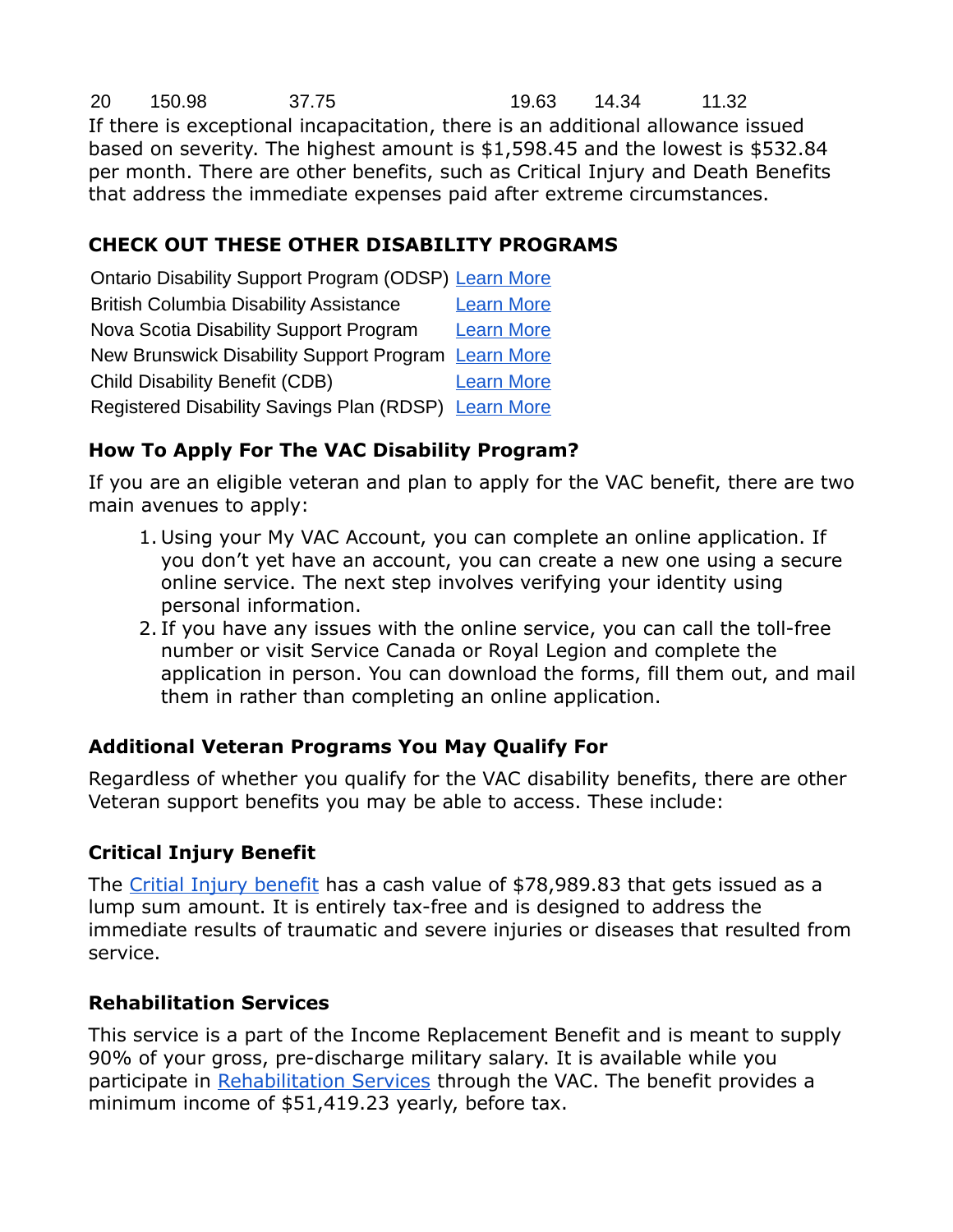| 20 | 150.98 | 37.75 | 19.63 | 14.34 | 11.32 |
|---|---|---|---|---|---|

If there is exceptional incapacitation, there is an additional allowance issued based on severity. The highest amount is $1,598.45 and the lowest is $532.84 per month. There are other benefits, such as Critical Injury and Death Benefits that address the immediate expenses paid after extreme circumstances.

## CHECK OUT THESE OTHER DISABILITY PROGRAMS

| Program | Link |
|---|---|
| Ontario Disability Support Program (ODSP) | Learn More |
| British Columbia Disability Assistance | Learn More |
| Nova Scotia Disability Support Program | Learn More |
| New Brunswick Disability Support Program | Learn More |
| Child Disability Benefit (CDB) | Learn More |
| Registered Disability Savings Plan (RDSP) | Learn More |

## How To Apply For The VAC Disability Program?

If you are an eligible veteran and plan to apply for the VAC benefit, there are two main avenues to apply:

1. Using your My VAC Account, you can complete an online application. If you don't yet have an account, you can create a new one using a secure online service. The next step involves verifying your identity using personal information.
2. If you have any issues with the online service, you can call the toll-free number or visit Service Canada or Royal Legion and complete the application in person. You can download the forms, fill them out, and mail them in rather than completing an online application.

## Additional Veteran Programs You May Qualify For

Regardless of whether you qualify for the VAC disability benefits, there are other Veteran support benefits you may be able to access. These include:

### Critical Injury Benefit

The Critial Injury benefit has a cash value of $78,989.83 that gets issued as a lump sum amount. It is entirely tax-free and is designed to address the immediate results of traumatic and severe injuries or diseases that resulted from service.

### Rehabilitation Services

This service is a part of the Income Replacement Benefit and is meant to supply 90% of your gross, pre-discharge military salary. It is available while you participate in Rehabilitation Services through the VAC. The benefit provides a minimum income of $51,419.23 yearly, before tax.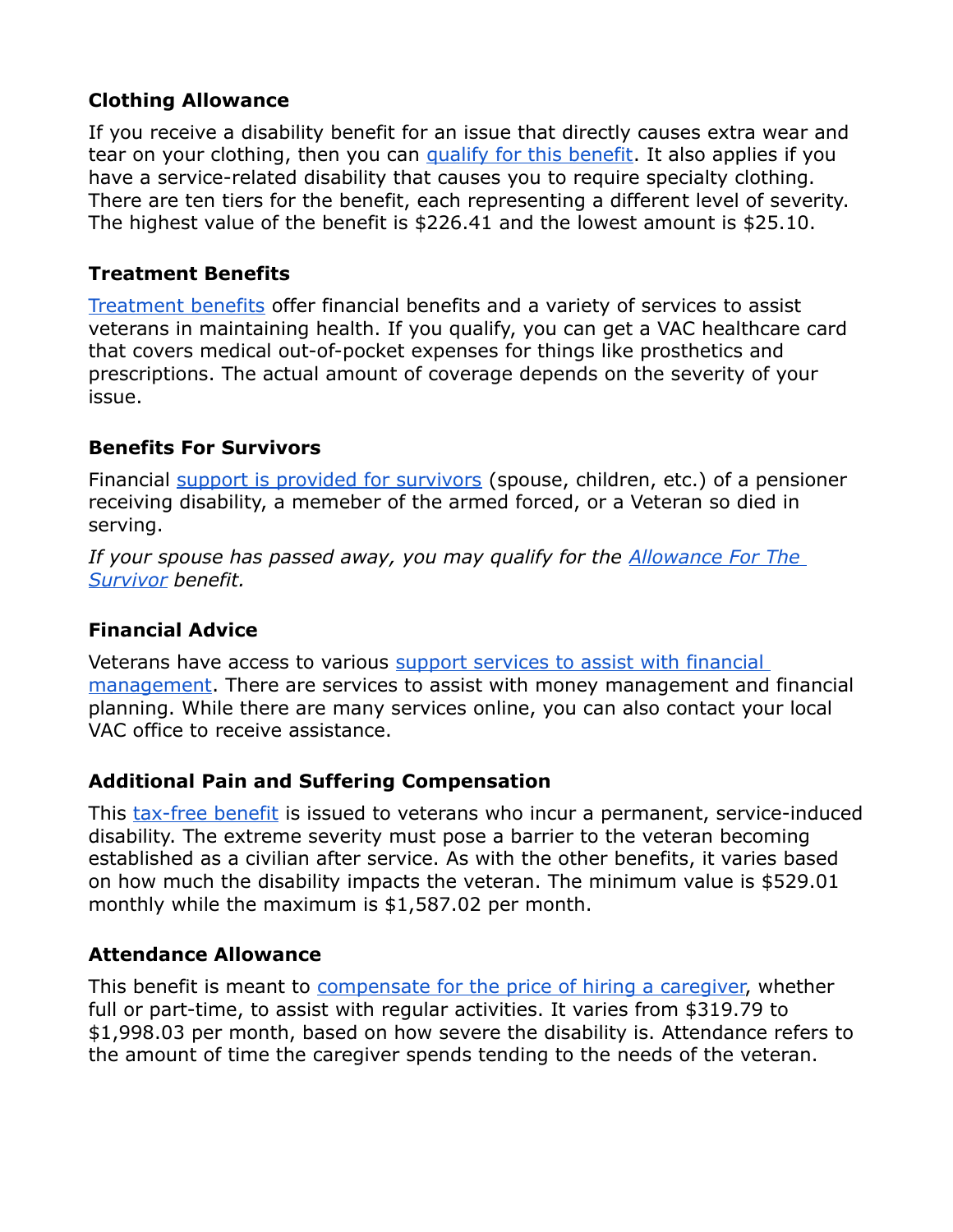### Clothing Allowance

If you receive a disability benefit for an issue that directly causes extra wear and tear on your clothing, then you can qualify for this benefit. It also applies if you have a service-related disability that causes you to require specialty clothing. There are ten tiers for the benefit, each representing a different level of severity. The highest value of the benefit is $226.41 and the lowest amount is $25.10.

### Treatment Benefits

Treatment benefits offer financial benefits and a variety of services to assist veterans in maintaining health. If you qualify, you can get a VAC healthcare card that covers medical out-of-pocket expenses for things like prosthetics and prescriptions. The actual amount of coverage depends on the severity of your issue.

### Benefits For Survivors

Financial support is provided for survivors (spouse, children, etc.) of a pensioner receiving disability, a memeber of the armed forced, or a Veteran so died in serving.

*If your spouse has passed away, you may qualify for the Allowance For The Survivor benefit.*

### Financial Advice

Veterans have access to various support services to assist with financial management. There are services to assist with money management and financial planning. While there are many services online, you can also contact your local VAC office to receive assistance.

### Additional Pain and Suffering Compensation

This tax-free benefit is issued to veterans who incur a permanent, service-induced disability. The extreme severity must pose a barrier to the veteran becoming established as a civilian after service. As with the other benefits, it varies based on how much the disability impacts the veteran. The minimum value is $529.01 monthly while the maximum is $1,587.02 per month.

### Attendance Allowance

This benefit is meant to compensate for the price of hiring a caregiver, whether full or part-time, to assist with regular activities. It varies from $319.79 to $1,998.03 per month, based on how severe the disability is. Attendance refers to the amount of time the caregiver spends tending to the needs of the veteran.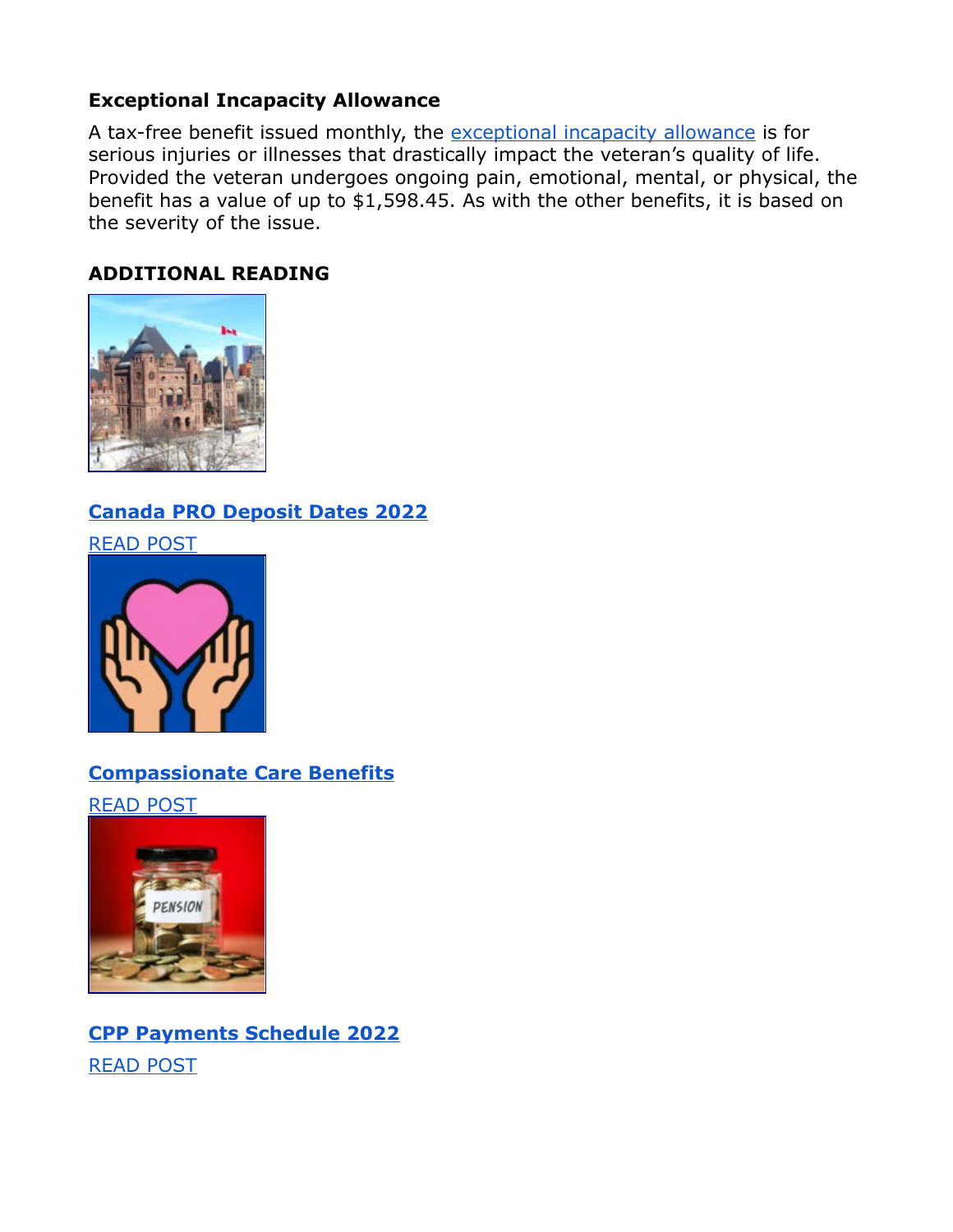### Exceptional Incapacity Allowance

A tax-free benefit issued monthly, the [exceptional incapacity allowance] is for serious injuries or illnesses that drastically impact the veteran's quality of life. Provided the veteran undergoes ongoing pain, emotional, mental, or physical, the benefit has a value of up to $1,598.45. As with the other benefits, it is based on the severity of the issue.

### ADDITIONAL READING

**Canada PRO Deposit Dates 2022**

READ POST

**Compassionate Care Benefits**

READ POST

**CPP Payments Schedule 2022**

READ POST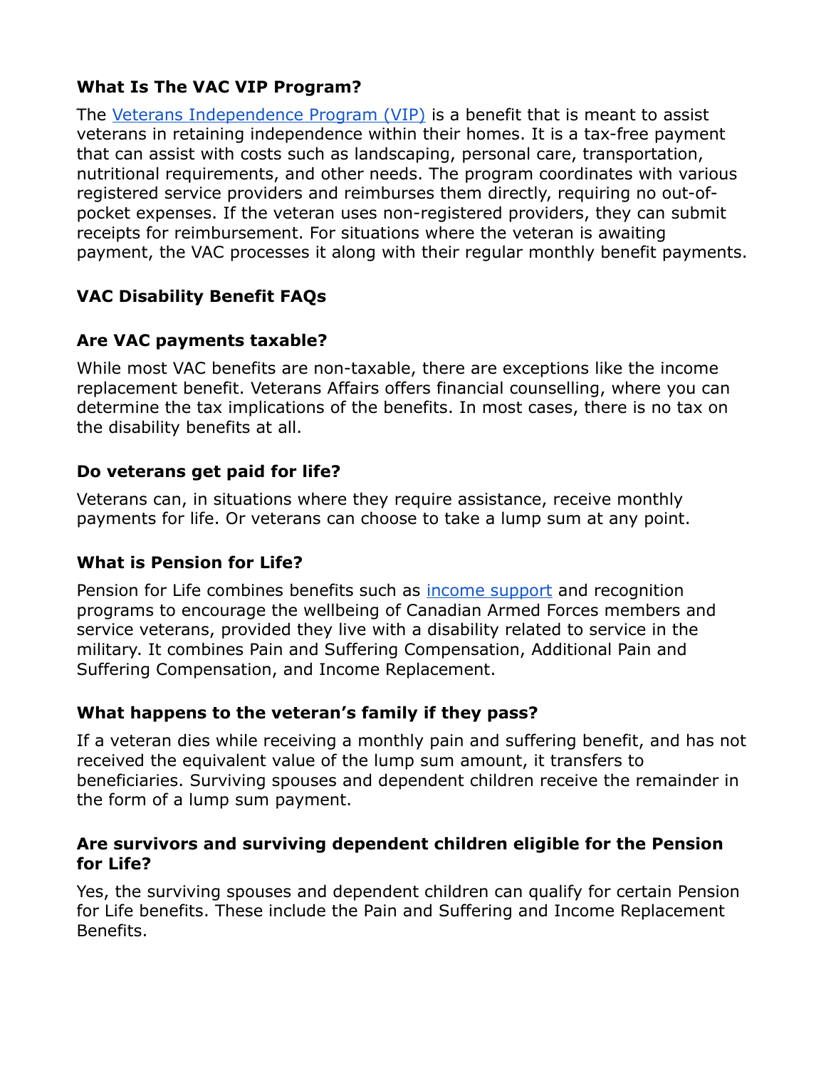### What Is The VAC VIP Program?

The Veterans Independence Program (VIP) is a benefit that is meant to assist veterans in retaining independence within their homes. It is a tax-free payment that can assist with costs such as landscaping, personal care, transportation, nutritional requirements, and other needs. The program coordinates with various registered service providers and reimburses them directly, requiring no out-of-pocket expenses. If the veteran uses non-registered providers, they can submit receipts for reimbursement. For situations where the veteran is awaiting payment, the VAC processes it along with their regular monthly benefit payments.

### VAC Disability Benefit FAQs

### Are VAC payments taxable?

While most VAC benefits are non-taxable, there are exceptions like the income replacement benefit. Veterans Affairs offers financial counselling, where you can determine the tax implications of the benefits. In most cases, there is no tax on the disability benefits at all.

### Do veterans get paid for life?

Veterans can, in situations where they require assistance, receive monthly payments for life. Or veterans can choose to take a lump sum at any point.

### What is Pension for Life?

Pension for Life combines benefits such as income support and recognition programs to encourage the wellbeing of Canadian Armed Forces members and service veterans, provided they live with a disability related to service in the military. It combines Pain and Suffering Compensation, Additional Pain and Suffering Compensation, and Income Replacement.

### What happens to the veteran's family if they pass?

If a veteran dies while receiving a monthly pain and suffering benefit, and has not received the equivalent value of the lump sum amount, it transfers to beneficiaries. Surviving spouses and dependent children receive the remainder in the form of a lump sum payment.

### Are survivors and surviving dependent children eligible for the Pension for Life?

Yes, the surviving spouses and dependent children can qualify for certain Pension for Life benefits. These include the Pain and Suffering and Income Replacement Benefits.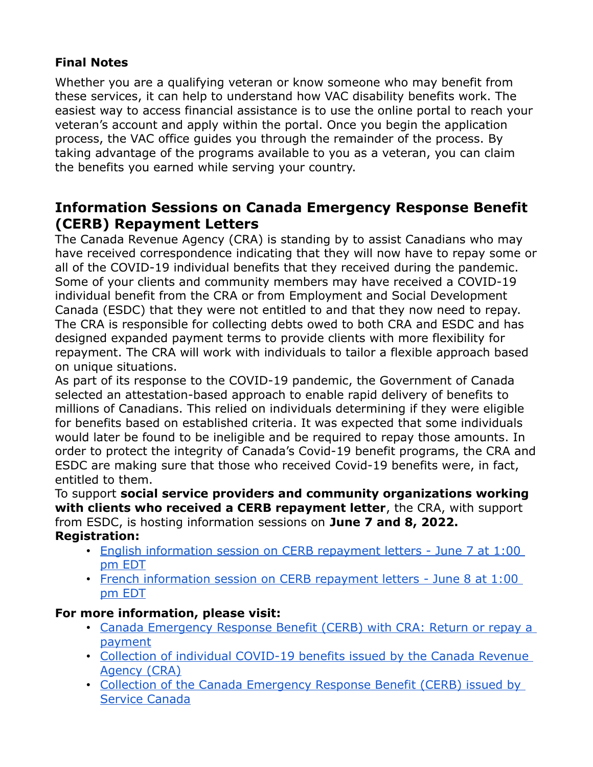### Final Notes

Whether you are a qualifying veteran or know someone who may benefit from these services, it can help to understand how VAC disability benefits work. The easiest way to access financial assistance is to use the online portal to reach your veteran's account and apply within the portal. Once you begin the application process, the VAC office guides you through the remainder of the process. By taking advantage of the programs available to you as a veteran, you can claim the benefits you earned while serving your country.

## Information Sessions on Canada Emergency Response Benefit (CERB) Repayment Letters

The Canada Revenue Agency (CRA) is standing by to assist Canadians who may have received correspondence indicating that they will now have to repay some or all of the COVID-19 individual benefits that they received during the pandemic. Some of your clients and community members may have received a COVID-19 individual benefit from the CRA or from Employment and Social Development Canada (ESDC) that they were not entitled to and that they now need to repay. The CRA is responsible for collecting debts owed to both CRA and ESDC and has designed expanded payment terms to provide clients with more flexibility for repayment. The CRA will work with individuals to tailor a flexible approach based on unique situations.

As part of its response to the COVID-19 pandemic, the Government of Canada selected an attestation-based approach to enable rapid delivery of benefits to millions of Canadians. This relied on individuals determining if they were eligible for benefits based on established criteria. It was expected that some individuals would later be found to be ineligible and be required to repay those amounts. In order to protect the integrity of Canada's Covid-19 benefit programs, the CRA and ESDC are making sure that those who received Covid-19 benefits were, in fact, entitled to them.

To support **social service providers and community organizations working with clients who received a CERB repayment letter**, the CRA, with support from ESDC, is hosting information sessions on **June 7 and 8, 2022.**

**Registration:**

- English information session on CERB repayment letters - June 7 at 1:00 pm EDT
- French information session on CERB repayment letters - June 8 at 1:00 pm EDT

**For more information, please visit:**

- Canada Emergency Response Benefit (CERB) with CRA: Return or repay a payment
- Collection of individual COVID-19 benefits issued by the Canada Revenue Agency (CRA)
- Collection of the Canada Emergency Response Benefit (CERB) issued by Service Canada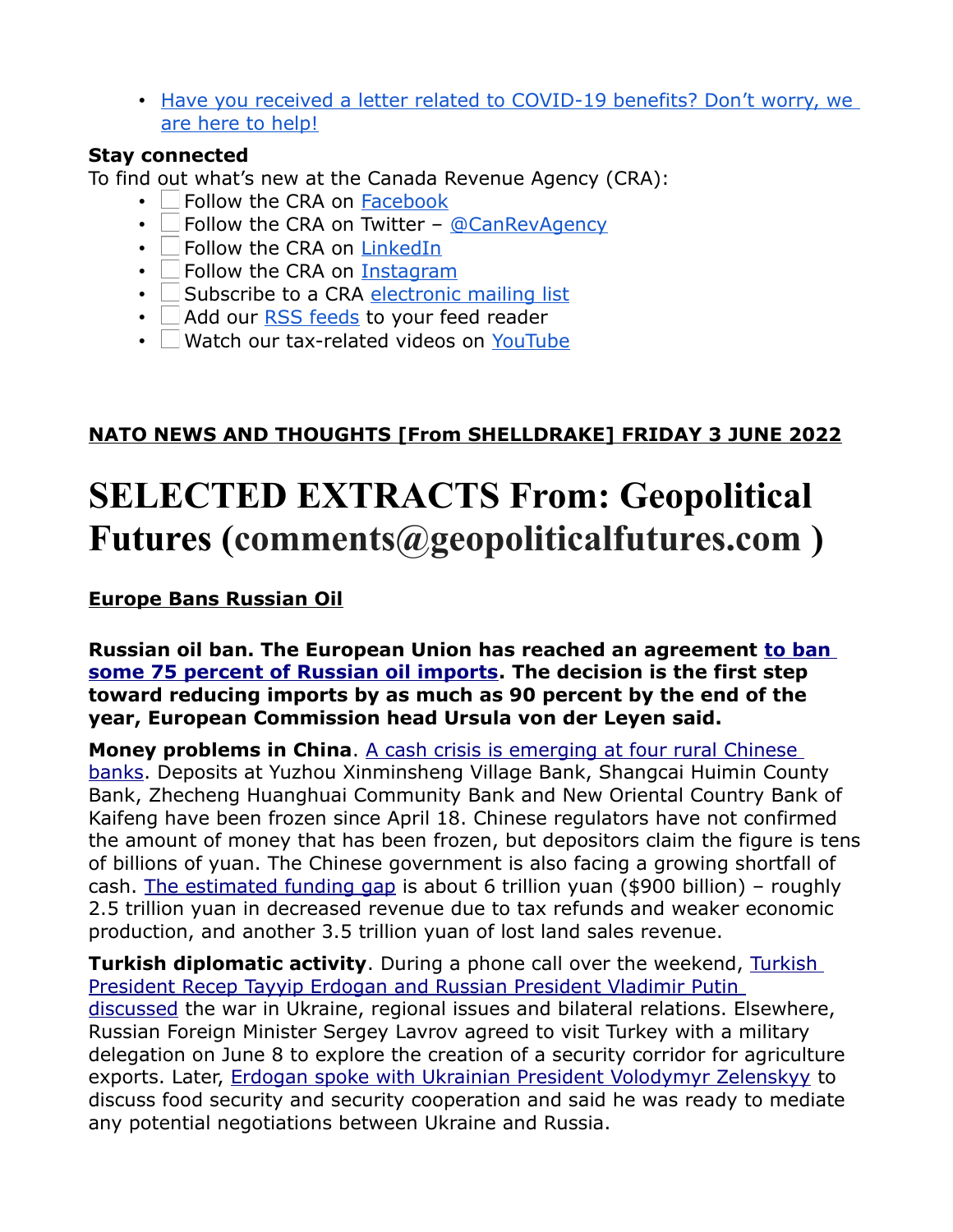- Have you received a letter related to COVID-19 benefits? Don't worry, we are here to help!

**Stay connected**
To find out what's new at the Canada Revenue Agency (CRA):

- Follow the CRA on Facebook
- Follow the CRA on Twitter – @CanRevAgency
- Follow the CRA on LinkedIn
- Follow the CRA on Instagram
- Subscribe to a CRA electronic mailing list
- Add our RSS feeds to your feed reader
- Watch our tax-related videos on YouTube

**NATO NEWS AND THOUGHTS [From SHELLDRAKE] FRIDAY 3 JUNE 2022**

# SELECTED EXTRACTS From: Geopolitical Futures (comments@geopoliticalfutures.com )

**Europe Bans Russian Oil**

**Russian oil ban. The European Union has reached an agreement to ban some 75 percent of Russian oil imports. The decision is the first step toward reducing imports by as much as 90 percent by the end of the year, European Commission head Ursula von der Leyen said.**

**Money problems in China**. A cash crisis is emerging at four rural Chinese banks. Deposits at Yuzhou Xinminsheng Village Bank, Shangcai Huimin County Bank, Zhecheng Huanghuai Community Bank and New Oriental Country Bank of Kaifeng have been frozen since April 18. Chinese regulators have not confirmed the amount of money that has been frozen, but depositors claim the figure is tens of billions of yuan. The Chinese government is also facing a growing shortfall of cash. The estimated funding gap is about 6 trillion yuan ($900 billion) – roughly 2.5 trillion yuan in decreased revenue due to tax refunds and weaker economic production, and another 3.5 trillion yuan of lost land sales revenue.

**Turkish diplomatic activity**. During a phone call over the weekend, Turkish President Recep Tayyip Erdogan and Russian President Vladimir Putin discussed the war in Ukraine, regional issues and bilateral relations. Elsewhere, Russian Foreign Minister Sergey Lavrov agreed to visit Turkey with a military delegation on June 8 to explore the creation of a security corridor for agriculture exports. Later, Erdogan spoke with Ukrainian President Volodymyr Zelenskyy to discuss food security and security cooperation and said he was ready to mediate any potential negotiations between Ukraine and Russia.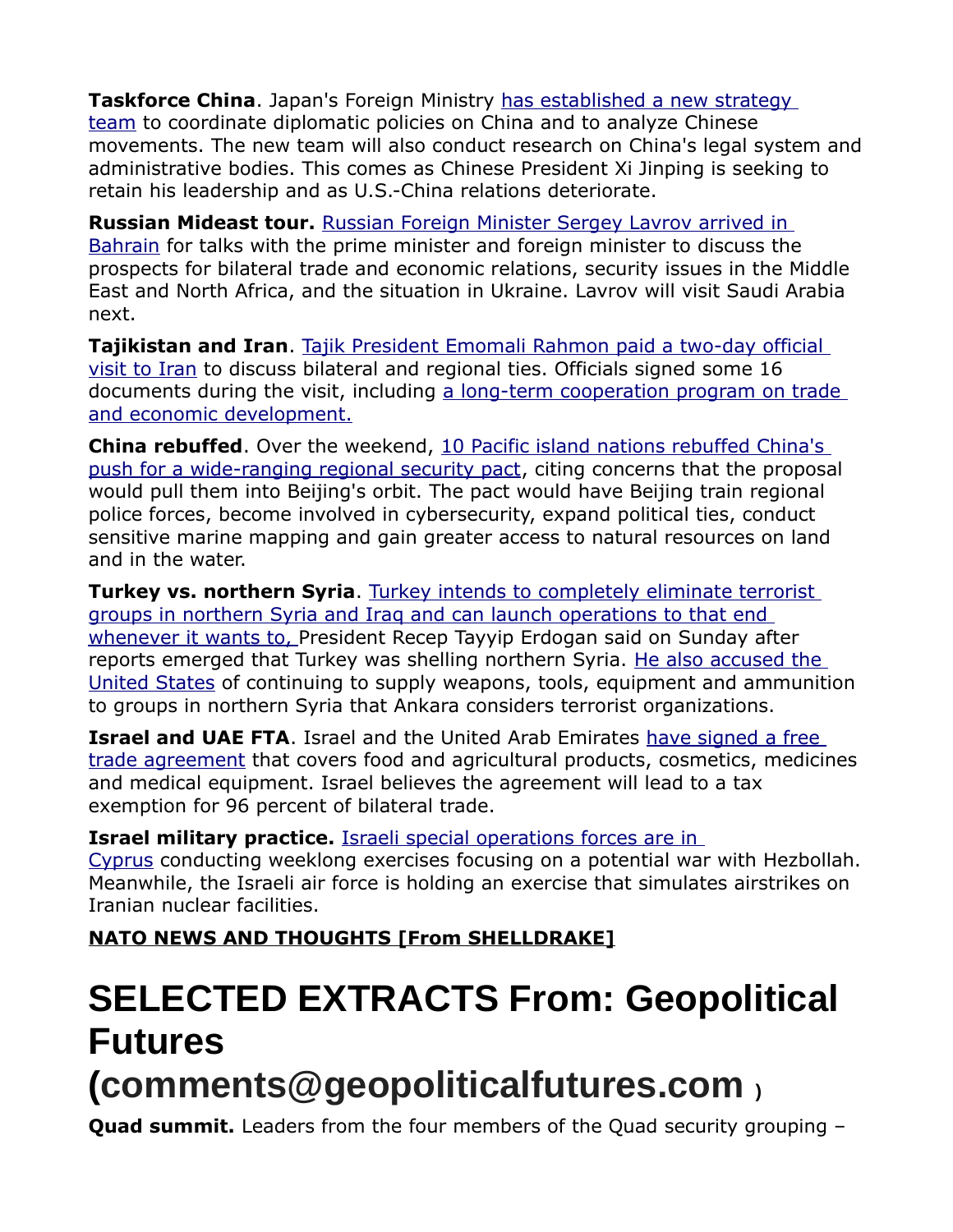**Taskforce China**. Japan's Foreign Ministry has established a new strategy team to coordinate diplomatic policies on China and to analyze Chinese movements. The new team will also conduct research on China's legal system and administrative bodies. This comes as Chinese President Xi Jinping is seeking to retain his leadership and as U.S.-China relations deteriorate.

**Russian Mideast tour.** Russian Foreign Minister Sergey Lavrov arrived in Bahrain for talks with the prime minister and foreign minister to discuss the prospects for bilateral trade and economic relations, security issues in the Middle East and North Africa, and the situation in Ukraine. Lavrov will visit Saudi Arabia next.

**Tajikistan and Iran**. Tajik President Emomali Rahmon paid a two-day official visit to Iran to discuss bilateral and regional ties. Officials signed some 16 documents during the visit, including a long-term cooperation program on trade and economic development.

**China rebuffed**. Over the weekend, 10 Pacific island nations rebuffed China's push for a wide-ranging regional security pact, citing concerns that the proposal would pull them into Beijing's orbit. The pact would have Beijing train regional police forces, become involved in cybersecurity, expand political ties, conduct sensitive marine mapping and gain greater access to natural resources on land and in the water.

**Turkey vs. northern Syria**. Turkey intends to completely eliminate terrorist groups in northern Syria and Iraq and can launch operations to that end whenever it wants to, President Recep Tayyip Erdogan said on Sunday after reports emerged that Turkey was shelling northern Syria. He also accused the United States of continuing to supply weapons, tools, equipment and ammunition to groups in northern Syria that Ankara considers terrorist organizations.

**Israel and UAE FTA**. Israel and the United Arab Emirates have signed a free trade agreement that covers food and agricultural products, cosmetics, medicines and medical equipment. Israel believes the agreement will lead to a tax exemption for 96 percent of bilateral trade.

**Israel military practice.** Israeli special operations forces are in Cyprus conducting weeklong exercises focusing on a potential war with Hezbollah. Meanwhile, the Israeli air force is holding an exercise that simulates airstrikes on Iranian nuclear facilities.

**NATO NEWS AND THOUGHTS [From SHELLDRAKE]**

# SELECTED EXTRACTS From: Geopolitical Futures (comments@geopoliticalfutures.com )

**Quad summit.** Leaders from the four members of the Quad security grouping –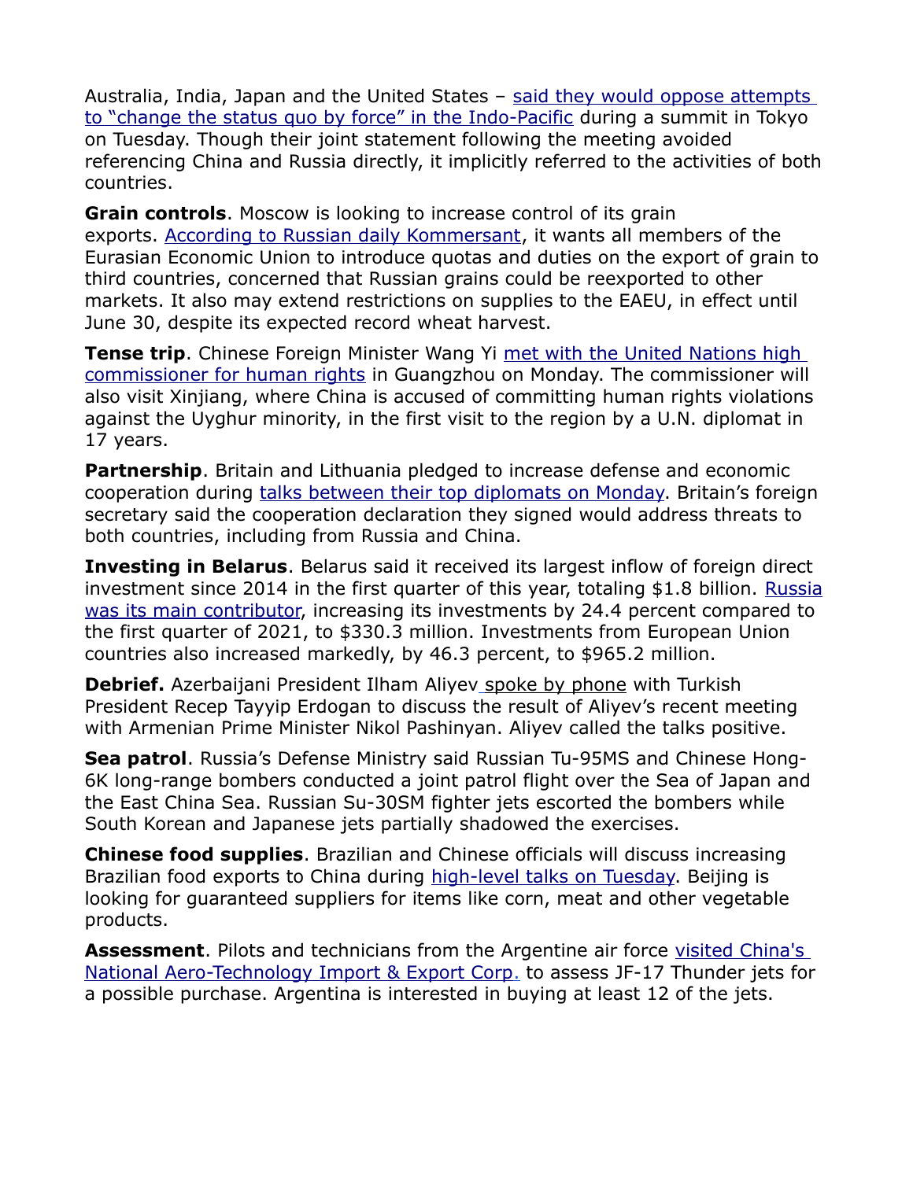Australia, India, Japan and the United States – said they would oppose attempts to "change the status quo by force" in the Indo-Pacific during a summit in Tokyo on Tuesday. Though their joint statement following the meeting avoided referencing China and Russia directly, it implicitly referred to the activities of both countries.

**Grain controls**. Moscow is looking to increase control of its grain exports. According to Russian daily Kommersant, it wants all members of the Eurasian Economic Union to introduce quotas and duties on the export of grain to third countries, concerned that Russian grains could be reexported to other markets. It also may extend restrictions on supplies to the EAEU, in effect until June 30, despite its expected record wheat harvest.

**Tense trip**. Chinese Foreign Minister Wang Yi met with the United Nations high commissioner for human rights in Guangzhou on Monday. The commissioner will also visit Xinjiang, where China is accused of committing human rights violations against the Uyghur minority, in the first visit to the region by a U.N. diplomat in 17 years.

**Partnership**. Britain and Lithuania pledged to increase defense and economic cooperation during talks between their top diplomats on Monday. Britain's foreign secretary said the cooperation declaration they signed would address threats to both countries, including from Russia and China.

**Investing in Belarus**. Belarus said it received its largest inflow of foreign direct investment since 2014 in the first quarter of this year, totaling $1.8 billion. Russia was its main contributor, increasing its investments by 24.4 percent compared to the first quarter of 2021, to $330.3 million. Investments from European Union countries also increased markedly, by 46.3 percent, to $965.2 million.

**Debrief.** Azerbaijani President Ilham Aliyev spoke by phone with Turkish President Recep Tayyip Erdogan to discuss the result of Aliyev's recent meeting with Armenian Prime Minister Nikol Pashinyan. Aliyev called the talks positive.

**Sea patrol**. Russia's Defense Ministry said Russian Tu-95MS and Chinese Hong-6K long-range bombers conducted a joint patrol flight over the Sea of Japan and the East China Sea. Russian Su-30SM fighter jets escorted the bombers while South Korean and Japanese jets partially shadowed the exercises.

**Chinese food supplies**. Brazilian and Chinese officials will discuss increasing Brazilian food exports to China during high-level talks on Tuesday. Beijing is looking for guaranteed suppliers for items like corn, meat and other vegetable products.

**Assessment**. Pilots and technicians from the Argentine air force visited China's National Aero-Technology Import & Export Corp. to assess JF-17 Thunder jets for a possible purchase. Argentina is interested in buying at least 12 of the jets.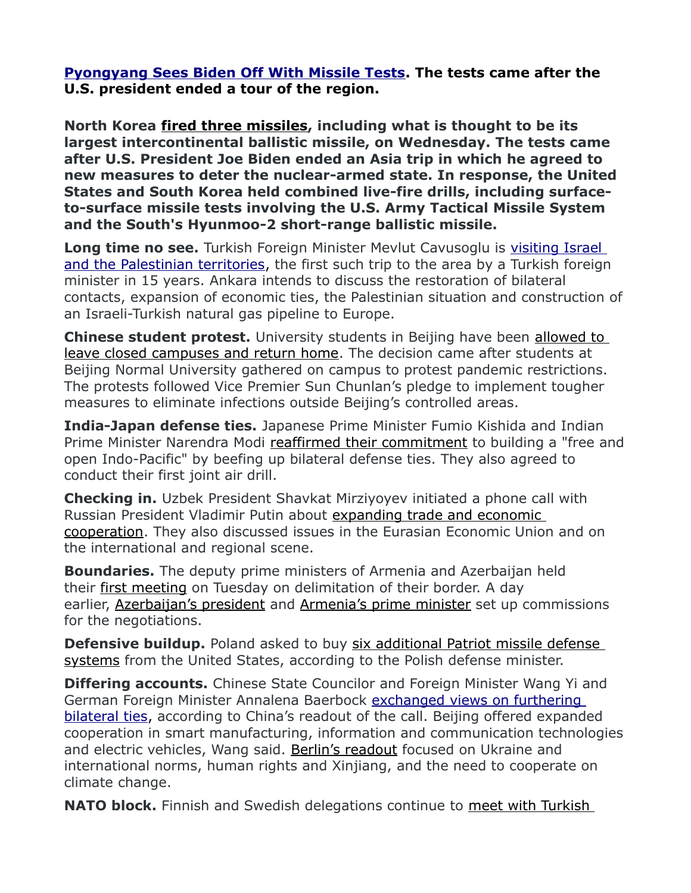**Pyongyang Sees Biden Off With Missile Tests. The tests came after the U.S. president ended a tour of the region.**

**North Korea fired three missiles, including what is thought to be its largest intercontinental ballistic missile, on Wednesday. The tests came after U.S. President Joe Biden ended an Asia trip in which he agreed to new measures to deter the nuclear-armed state. In response, the United States and South Korea held combined live-fire drills, including surface-to-surface missile tests involving the U.S. Army Tactical Missile System and the South's Hyunmoo-2 short-range ballistic missile.**

**Long time no see.** Turkish Foreign Minister Mevlut Cavusoglu is visiting Israel and the Palestinian territories, the first such trip to the area by a Turkish foreign minister in 15 years. Ankara intends to discuss the restoration of bilateral contacts, expansion of economic ties, the Palestinian situation and construction of an Israeli-Turkish natural gas pipeline to Europe.

**Chinese student protest.** University students in Beijing have been allowed to leave closed campuses and return home. The decision came after students at Beijing Normal University gathered on campus to protest pandemic restrictions. The protests followed Vice Premier Sun Chunlan's pledge to implement tougher measures to eliminate infections outside Beijing's controlled areas.

**India-Japan defense ties.** Japanese Prime Minister Fumio Kishida and Indian Prime Minister Narendra Modi reaffirmed their commitment to building a "free and open Indo-Pacific" by beefing up bilateral defense ties. They also agreed to conduct their first joint air drill.

**Checking in.** Uzbek President Shavkat Mirziyoyev initiated a phone call with Russian President Vladimir Putin about expanding trade and economic cooperation. They also discussed issues in the Eurasian Economic Union and on the international and regional scene.

**Boundaries.** The deputy prime ministers of Armenia and Azerbaijan held their first meeting on Tuesday on delimitation of their border. A day earlier, Azerbaijan's president and Armenia's prime minister set up commissions for the negotiations.

**Defensive buildup.** Poland asked to buy six additional Patriot missile defense systems from the United States, according to the Polish defense minister.

**Differing accounts.** Chinese State Councilor and Foreign Minister Wang Yi and German Foreign Minister Annalena Baerbock exchanged views on furthering bilateral ties, according to China's readout of the call. Beijing offered expanded cooperation in smart manufacturing, information and communication technologies and electric vehicles, Wang said. Berlin's readout focused on Ukraine and international norms, human rights and Xinjiang, and the need to cooperate on climate change.

**NATO block.** Finnish and Swedish delegations continue to meet with Turkish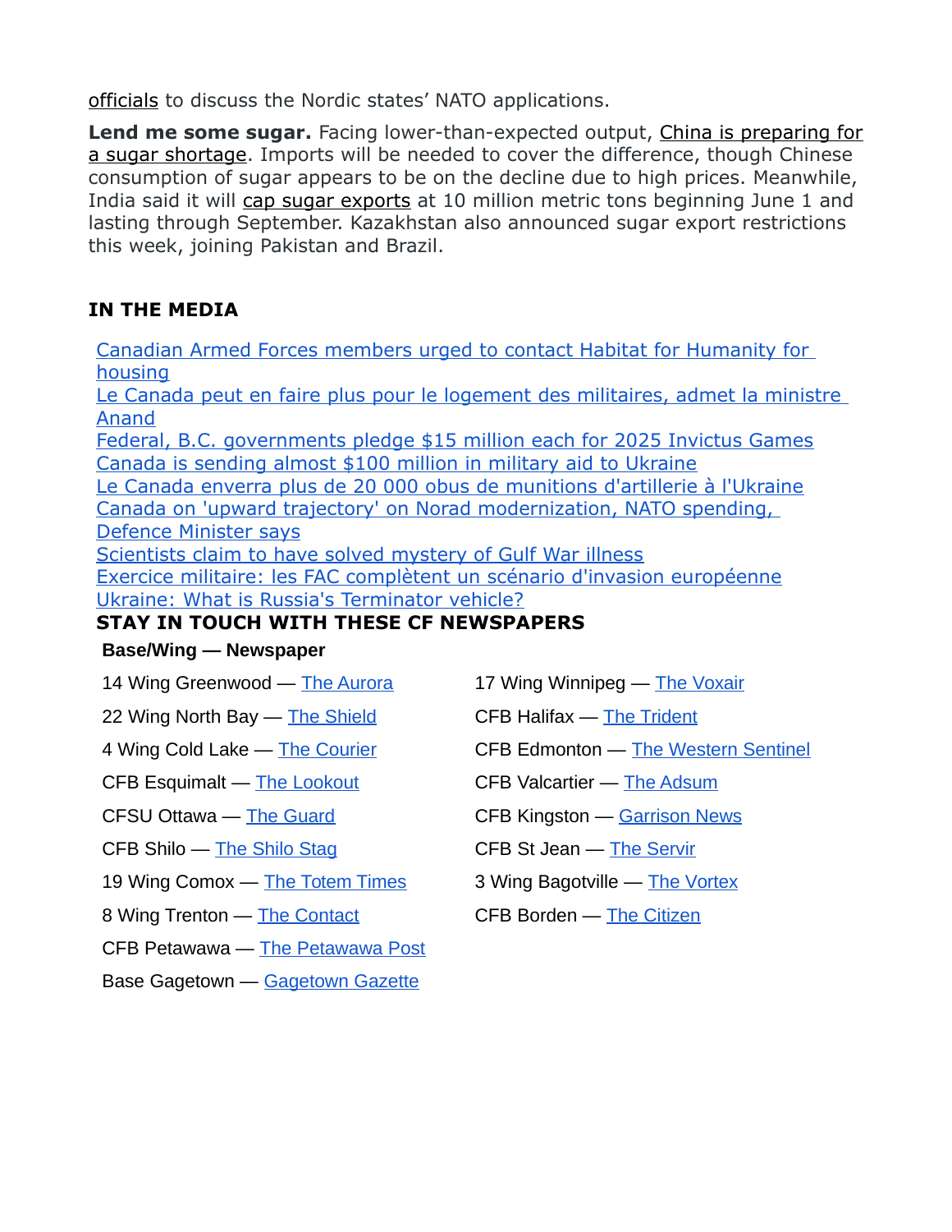officials to discuss the Nordic states' NATO applications.

**Lend me some sugar.** Facing lower-than-expected output, China is preparing for a sugar shortage. Imports will be needed to cover the difference, though Chinese consumption of sugar appears to be on the decline due to high prices. Meanwhile, India said it will cap sugar exports at 10 million metric tons beginning June 1 and lasting through September. Kazakhstan also announced sugar export restrictions this week, joining Pakistan and Brazil.

## IN THE MEDIA

Canadian Armed Forces members urged to contact Habitat for Humanity for housing
Le Canada peut en faire plus pour le logement des militaires, admet la ministre Anand
Federal, B.C. governments pledge $15 million each for 2025 Invictus Games
Canada is sending almost $100 million in military aid to Ukraine
Le Canada enverra plus de 20 000 obus de munitions d'artillerie à l'Ukraine
Canada on 'upward trajectory' on Norad modernization, NATO spending, Defence Minister says
Scientists claim to have solved mystery of Gulf War illness
Exercice militaire: les FAC complètent un scénario d'invasion européenne
Ukraine: What is Russia's Terminator vehicle?

## STAY IN TOUCH WITH THESE CF NEWSPAPERS

**Base/Wing — Newspaper**

- 14 Wing Greenwood — The Aurora
- 22 Wing North Bay — The Shield
- 4 Wing Cold Lake — The Courier
- CFB Esquimalt — The Lookout
- CFSU Ottawa — The Guard
- CFB Shilo — The Shilo Stag
- 19 Wing Comox — The Totem Times
- 8 Wing Trenton — The Contact
- CFB Petawawa — The Petawawa Post
- Base Gagetown — Gagetown Gazette
- 17 Wing Winnipeg — The Voxair
- CFB Halifax — The Trident
- CFB Edmonton — The Western Sentinel
- CFB Valcartier — The Adsum
- CFB Kingston — Garrison News
- CFB St Jean — The Servir
- 3 Wing Bagotville — The Vortex
- CFB Borden — The Citizen